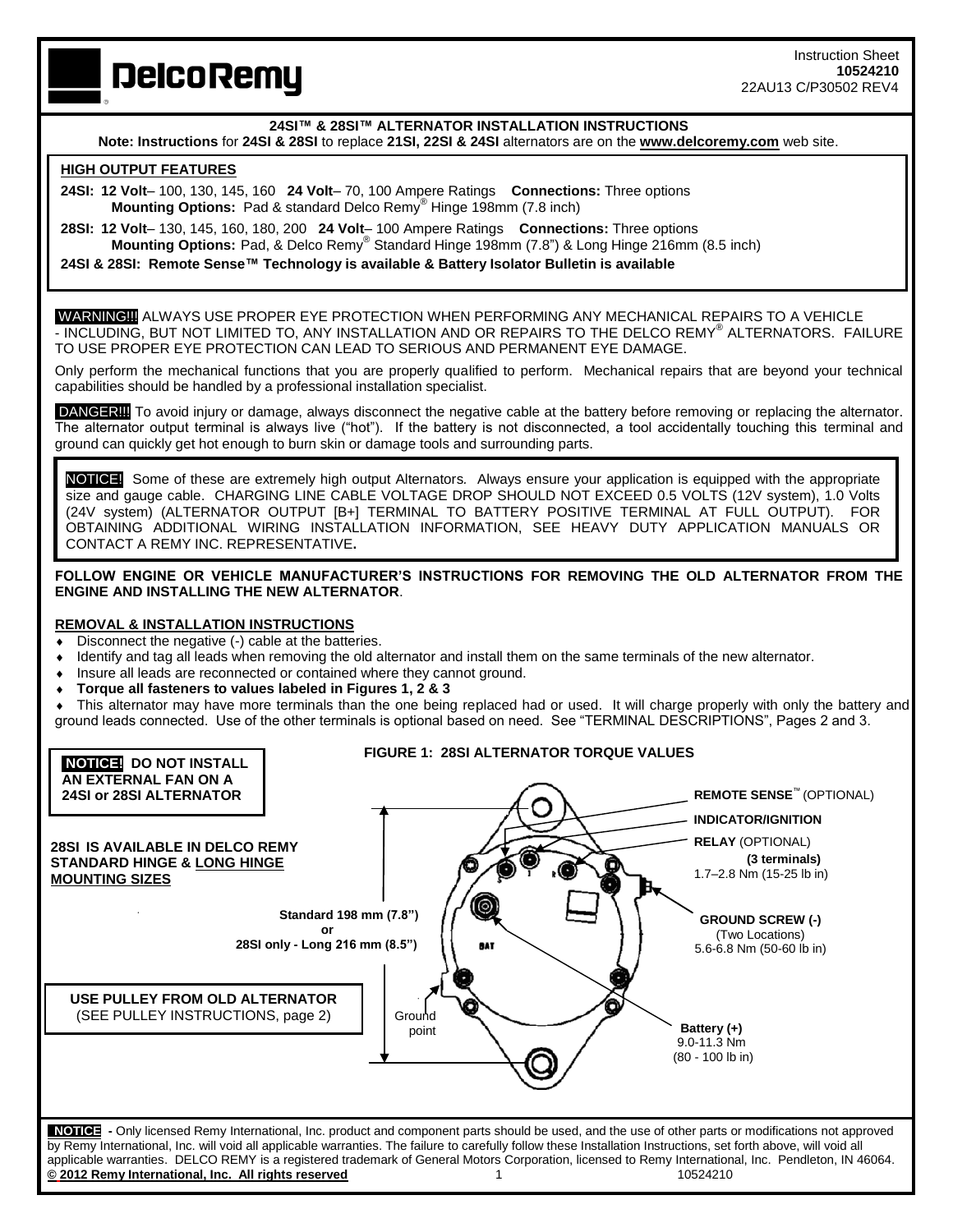DelcoRemy

Instruction Sheet
**10524210**
22AU13 C/P30502 REV4

## 24SI™ & 28SI™ ALTERNATOR INSTALLATION INSTRUCTIONS

**Note: Instructions** for **24SI & 28SI** to replace **21SI, 22SI & 24SI** alternators are on the **www.delcoremy.com** web site.

### HIGH OUTPUT FEATURES

**24SI: 12 Volt**– 100, 130, 145, 160 **24 Volt**– 70, 100 Ampere Ratings **Connections:** Three options
**Mounting Options:** Pad & standard Delco Remy® Hinge 198mm (7.8 inch)

**28SI: 12 Volt**– 130, 145, 160, 180, 200 **24 Volt**– 100 Ampere Ratings **Connections:** Three options
**Mounting Options:** Pad, & Delco Remy® Standard Hinge 198mm (7.8") & Long Hinge 216mm (8.5 inch)

**24SI & 28SI: Remote Sense™ Technology is available & Battery Isolator Bulletin is available**

**WARNING!!!** ALWAYS USE PROPER EYE PROTECTION WHEN PERFORMING ANY MECHANICAL REPAIRS TO A VEHICLE - INCLUDING, BUT NOT LIMITED TO, ANY INSTALLATION AND OR REPAIRS TO THE DELCO REMY® ALTERNATORS. FAILURE TO USE PROPER EYE PROTECTION CAN LEAD TO SERIOUS AND PERMANENT EYE DAMAGE.

Only perform the mechanical functions that you are properly qualified to perform. Mechanical repairs that are beyond your technical capabilities should be handled by a professional installation specialist.

**DANGER!!!** To avoid injury or damage, always disconnect the negative cable at the battery before removing or replacing the alternator. The alternator output terminal is always live ("hot"). If the battery is not disconnected, a tool accidentally touching this terminal and ground can quickly get hot enough to burn skin or damage tools and surrounding parts.

**NOTICE!** Some of these are extremely high output Alternators. Always ensure your application is equipped with the appropriate size and gauge cable. CHARGING LINE CABLE VOLTAGE DROP SHOULD NOT EXCEED 0.5 VOLTS (12V system), 1.0 Volts (24V system) (ALTERNATOR OUTPUT [B+] TERMINAL TO BATTERY POSITIVE TERMINAL AT FULL OUTPUT). FOR OBTAINING ADDITIONAL WIRING INSTALLATION INFORMATION, SEE HEAVY DUTY APPLICATION MANUALS OR CONTACT A REMY INC. REPRESENTATIVE**.**

**FOLLOW ENGINE OR VEHICLE MANUFACTURER'S INSTRUCTIONS FOR REMOVING THE OLD ALTERNATOR FROM THE ENGINE AND INSTALLING THE NEW ALTERNATOR**.

### REMOVAL & INSTALLATION INSTRUCTIONS

- Disconnect the negative (-) cable at the batteries.
- Identify and tag all leads when removing the old alternator and install them on the same terminals of the new alternator.
- Insure all leads are reconnected or contained where they cannot ground.
- **Torque all fasteners to values labeled in Figures 1, 2 & 3**
- This alternator may have more terminals than the one being replaced had or used. It will charge properly with only the battery and ground leads connected. Use of the other terminals is optional based on need. See "TERMINAL DESCRIPTIONS", Pages 2 and 3.

**NOTICE! DO NOT INSTALL AN EXTERNAL FAN ON A 24SI or 28SI ALTERNATOR**

**28SI IS AVAILABLE IN DELCO REMY STANDARD HINGE & LONG HINGE MOUNTING SIZES**

**USE PULLEY FROM OLD ALTERNATOR**
(SEE PULLEY INSTRUCTIONS, page 2)

**FIGURE 1: 28SI ALTERNATOR TORQUE VALUES**

- **REMOTE SENSE™** (OPTIONAL)
- **INDICATOR/IGNITION**
- **RELAY** (OPTIONAL)
- **(3 terminals)** 1.7–2.8 Nm (15-25 lb in)
- **GROUND SCREW (-)** (Two Locations) 5.6-6.8 Nm (50-60 lb in)
- **Battery (+)** 9.0-11.3 Nm (80 - 100 lb in)
- Ground point
- **Standard 198 mm (7.8") or 28SI only - Long 216 mm (8.5")**

**NOTICE -** Only licensed Remy International, Inc. product and component parts should be used, and the use of other parts or modifications not approved by Remy International, Inc. will void all applicable warranties. The failure to carefully follow these Installation Instructions, set forth above, will void all applicable warranties. DELCO REMY is a registered trademark of General Motors Corporation, licensed to Remy International, Inc. Pendleton, IN 46064.
**© 2012 Remy International, Inc. All rights reserved** 10524210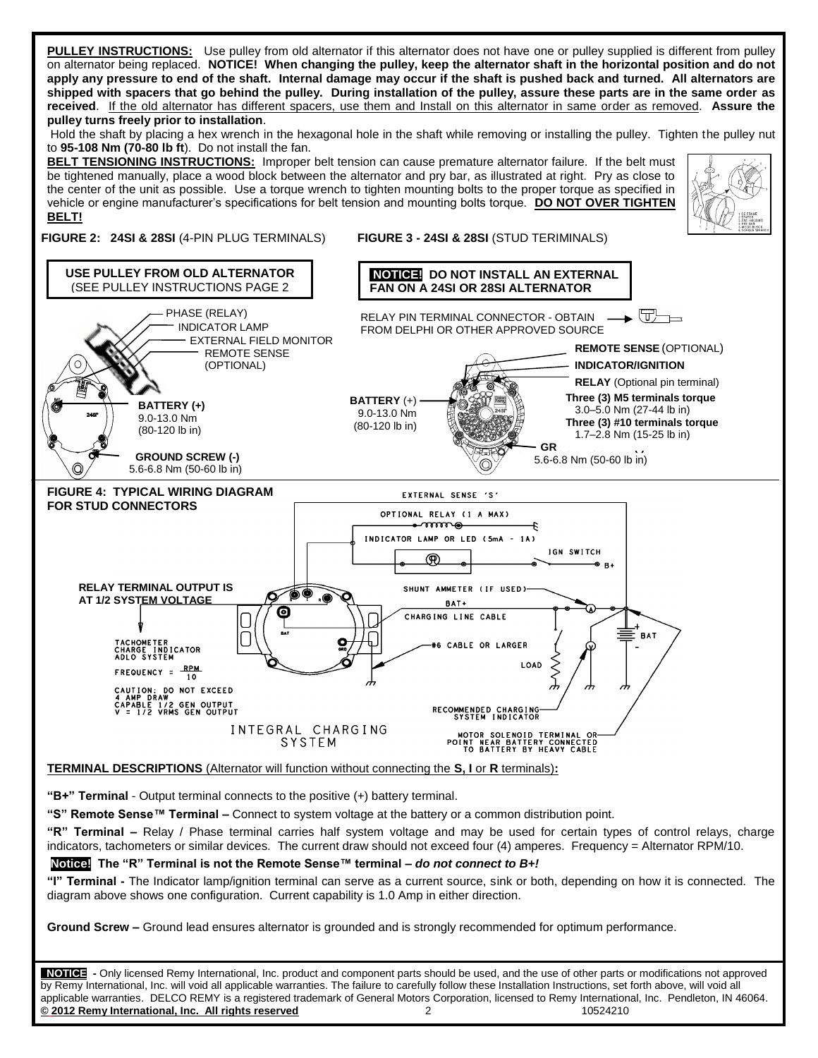**PULLEY INSTRUCTIONS:** Use pulley from old alternator if this alternator does not have one or pulley supplied is different from pulley on alternator being replaced. **NOTICE! When changing the pulley, keep the alternator shaft in the horizontal position and do not apply any pressure to end of the shaft. Internal damage may occur if the shaft is pushed back and turned. All alternators are shipped with spacers that go behind the pulley. During installation of the pulley, assure these parts are in the same order as received**. If the old alternator has different spacers, use them and Install on this alternator in same order as removed. **Assure the pulley turns freely prior to installation**.

Hold the shaft by placing a hex wrench in the hexagonal hole in the shaft while removing or installing the pulley. Tighten the pulley nut to **95-108 Nm (70-80 lb ft**). Do not install the fan.

**BELT TENSIONING INSTRUCTIONS:** Improper belt tension can cause premature alternator failure. If the belt must be tightened manually, place a wood block between the alternator and pry bar, as illustrated at right. Pry as close to the center of the unit as possible. Use a torque wrench to tighten mounting bolts to the proper torque as specified in vehicle or engine manufacturer's specifications for belt tension and mounting bolts torque. **DO NOT OVER TIGHTEN BELT!**

**FIGURE 2: 24SI & 28SI** (4-PIN PLUG TERMINALS)

**USE PULLEY FROM OLD ALTERNATOR** (SEE PULLEY INSTRUCTIONS PAGE 2

PHASE (RELAY)
INDICATOR LAMP
EXTERNAL FIELD MONITOR
REMOTE SENSE (OPTIONAL)

**BATTERY (+)** 9.0-13.0 Nm (80-120 lb in)

**GROUND SCREW (-)** 5.6-6.8 Nm (50-60 lb in)

**FIGURE 3 - 24SI & 28SI** (STUD TERIMINALS)

**NOTICE! DO NOT INSTALL AN EXTERNAL FAN ON A 24SI OR 28SI ALTERNATOR**

RELAY PIN TERMINAL CONNECTOR - OBTAIN FROM DELPHI OR OTHER APPROVED SOURCE

**REMOTE SENSE** (OPTIONAL)
**INDICATOR/IGNITION**
**RELAY** (Optional pin terminal)
**Three (3) M5 terminals torque** 3.0–5.0 Nm (27-44 lb in)
**Three (3) #10 terminals torque** 1.7–2.8 Nm (15-25 lb in)

**BATTERY** (+) 9.0-13.0 Nm (80-120 lb in)

**GR** 5.6-6.8 Nm (50-60 lb in)

**FIGURE 4: TYPICAL WIRING DIAGRAM FOR STUD CONNECTORS**

EXTERNAL SENSE 'S'
OPTIONAL RELAY (1 A MAX)
INDICATOR LAMP OR LED (5mA - 1A)
IGN SWITCH
B+
**RELAY TERMINAL OUTPUT IS AT 1/2 SYSTEM VOLTAGE**
SHUNT AMMETER (IF USED)
BAT+
CHARGING LINE CABLE
BAT
#6 CABLE OR LARGER
LOAD
TACHOMETER CHARGE INDICATOR ADLO SYSTEM
FREQUENCY = $\frac{RPM}{10}$
CAUTION: DO NOT EXCEED 4 AMP DRAW CAPABLE 1/2 GEN OUTPUT V = 1/2 VRMS GEN OUTPUT
RECOMMENDED CHARGING SYSTEM INDICATOR
INTEGRAL CHARGING SYSTEM
MOTOR SOLENOID TERMINAL OR POINT NEAR BATTERY CONNECTED TO BATTERY BY HEAVY CABLE

**TERMINAL DESCRIPTIONS** (Alternator will function without connecting the **S, I** or **R** terminals)**:**

**"B+" Terminal** - Output terminal connects to the positive (+) battery terminal.

**"S" Remote Sense™ Terminal –** Connect to system voltage at the battery or a common distribution point.

**"R" Terminal –** Relay / Phase terminal carries half system voltage and may be used for certain types of control relays, charge indicators, tachometers or similar devices. The current draw should not exceed four (4) amperes. Frequency = Alternator RPM/10.

**Notice! The "R" Terminal is not the Remote Sense™ terminal –** ***do not connect to B+!***

**"I" Terminal -** The Indicator lamp/ignition terminal can serve as a current source, sink or both, depending on how it is connected. The diagram above shows one configuration. Current capability is 1.0 Amp in either direction.

**Ground Screw –** Ground lead ensures alternator is grounded and is strongly recommended for optimum performance.

**NOTICE -** Only licensed Remy International, Inc. product and component parts should be used, and the use of other parts or modifications not approved by Remy International, Inc. will void all applicable warranties. The failure to carefully follow these Installation Instructions, set forth above, will void all applicable warranties. DELCO REMY is a registered trademark of General Motors Corporation, licensed to Remy International, Inc. Pendleton, IN 46064.
**© 2012 Remy International, Inc. All rights reserved** 10524210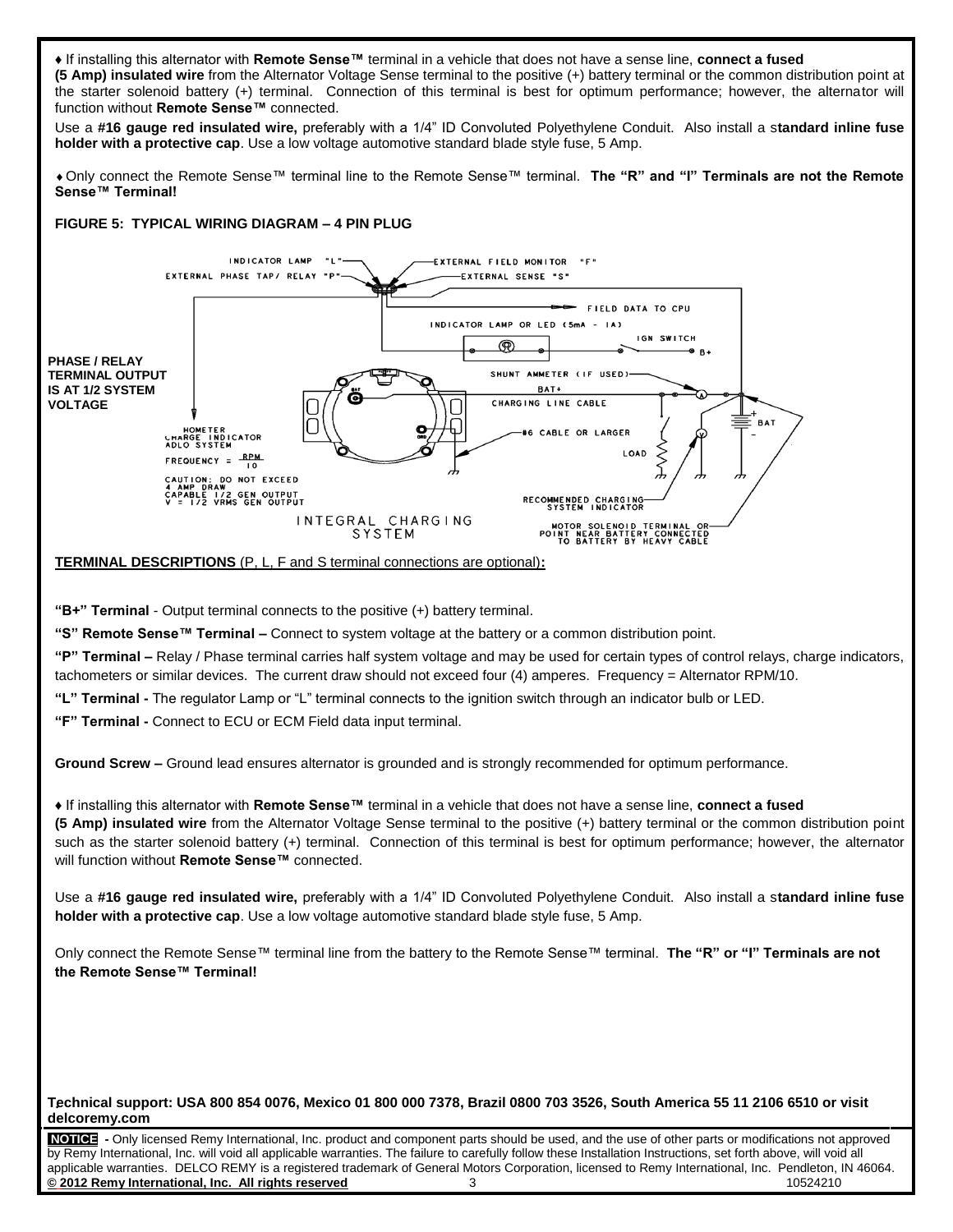♦ If installing this alternator with **Remote Sense™** terminal in a vehicle that does not have a sense line, **connect a fused (5 Amp) insulated wire** from the Alternator Voltage Sense terminal to the positive (+) battery terminal or the common distribution point at the starter solenoid battery (+) terminal. Connection of this terminal is best for optimum performance; however, the alternator will function without **Remote Sense™** connected.

Use a **#16 gauge red insulated wire,** preferably with a 1/4" ID Convoluted Polyethylene Conduit. Also install a s**tandard inline fuse holder with a protective cap**. Use a low voltage automotive standard blade style fuse, 5 Amp.

♦ Only connect the Remote Sense™ terminal line to the Remote Sense™ terminal. **The "R" and "I" Terminals are not the Remote Sense™ Terminal!**

**FIGURE 5: TYPICAL WIRING DIAGRAM – 4 PIN PLUG**

INDICATOR LAMP "L"
EXTERNAL PHASE TAP/ RELAY "P"
EXTERNAL FIELD MONITOR "F"
EXTERNAL SENSE "S"
FIELD DATA TO CPU
INDICATOR LAMP OR LED (5mA - 1A)
IGN SWITCH
B+
**PHASE / RELAY TERMINAL OUTPUT IS AT 1/2 SYSTEM VOLTAGE**
SHUNT AMMETER (IF USED)
BAT+
CHARGING LINE CABLE
BAT
#6 CABLE OR LARGER
LOAD
HOMETER
CHARGE INDICATOR
ADLO SYSTEM
FREQUENCY = RPM/10
CAUTION: DO NOT EXCEED 4 AMP DRAW
CAPABLE 1/2 GEN OUTPUT
V = 1/2 VRMS GEN OUTPUT
RECOMMENDED CHARGING SYSTEM INDICATOR
INTEGRAL CHARGING SYSTEM
MOTOR SOLENOID TERMINAL OR POINT NEAR BATTERY CONNECTED TO BATTERY BY HEAVY CABLE

**TERMINAL DESCRIPTIONS** (P, L, F and S terminal connections are optional)**:**

**"B+" Terminal** - Output terminal connects to the positive (+) battery terminal.

**"S" Remote Sense™ Terminal –** Connect to system voltage at the battery or a common distribution point.

**"P" Terminal –** Relay / Phase terminal carries half system voltage and may be used for certain types of control relays, charge indicators, tachometers or similar devices. The current draw should not exceed four (4) amperes. Frequency = Alternator RPM/10.

**"L" Terminal -** The regulator Lamp or "L" terminal connects to the ignition switch through an indicator bulb or LED.

**"F" Terminal -** Connect to ECU or ECM Field data input terminal.

**Ground Screw –** Ground lead ensures alternator is grounded and is strongly recommended for optimum performance.

♦ If installing this alternator with **Remote Sense™** terminal in a vehicle that does not have a sense line, **connect a fused (5 Amp) insulated wire** from the Alternator Voltage Sense terminal to the positive (+) battery terminal or the common distribution point such as the starter solenoid battery (+) terminal. Connection of this terminal is best for optimum performance; however, the alternator will function without **Remote Sense™** connected.

Use a **#16 gauge red insulated wire,** preferably with a 1/4" ID Convoluted Polyethylene Conduit. Also install a s**tandard inline fuse holder with a protective cap**. Use a low voltage automotive standard blade style fuse, 5 Amp.

Only connect the Remote Sense™ terminal line from the battery to the Remote Sense™ terminal. **The "R" or "I" Terminals are not the Remote Sense™ Terminal!**

**Technical support: USA 800 854 0076, Mexico 01 800 000 7378, Brazil 0800 703 3526, South America 55 11 2106 6510 or visit delcoremy.com**

**NOTICE** - Only licensed Remy International, Inc. product and component parts should be used, and the use of other parts or modifications not approved by Remy International, Inc. will void all applicable warranties. The failure to carefully follow these Installation Instructions, set forth above, will void all applicable warranties. DELCO REMY is a registered trademark of General Motors Corporation, licensed to Remy International, Inc. Pendleton, IN 46064.
**© 2012 Remy International, Inc. All rights reserved** 10524210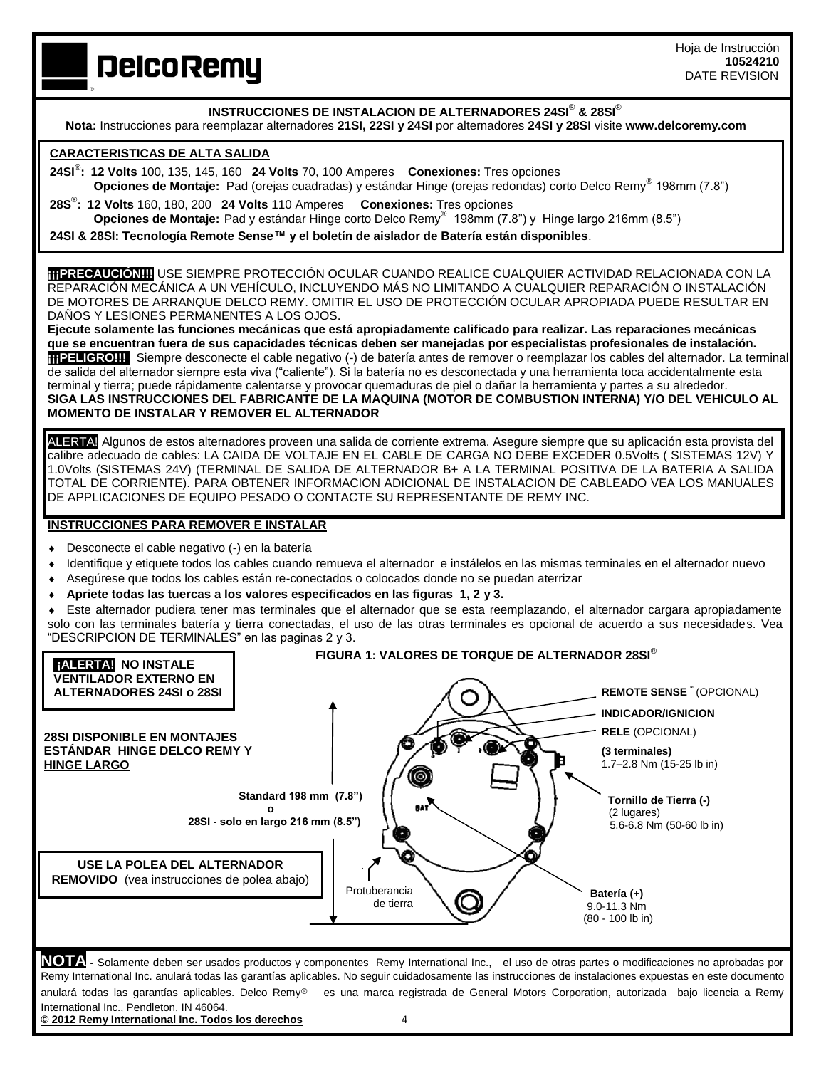Hoja de Instrucción
**10524210**
DATE REVISION

**DelcoRemy**

### INSTRUCCIONES DE INSTALACION DE ALTERNADORES 24SI® & 28SI®

**Nota:** Instrucciones para reemplazar alternadores **21SI, 22SI y 24SI** por alternadores **24SI y 28SI** visite **www.delcoremy.com**

#### CARACTERISTICAS DE ALTA SALIDA

**24SI®: 12 Volts** 100, 135, 145, 160 **24 Volts** 70, 100 Amperes **Conexiones:** Tres opciones
**Opciones de Montaje:** Pad (orejas cuadradas) y estándar Hinge (orejas redondas) corto Delco Remy® 198mm (7.8")

**28S®: 12 Volts** 160, 180, 200 **24 Volts** 110 Amperes **Conexiones:** Tres opciones
**Opciones de Montaje:** Pad y estándar Hinge corto Delco Remy® 198mm (7.8") y Hinge largo 216mm (8.5")

**24SI & 28SI: Tecnología Remote Sense™ y el boletín de aislador de Batería están disponibles**.

**¡¡¡PRECAUCIÓN!!!** USE SIEMPRE PROTECCIÓN OCULAR CUANDO REALICE CUALQUIER ACTIVIDAD RELACIONADA CON LA REPARACIÓN MECÁNICA A UN VEHÍCULO, INCLUYENDO MÁS NO LIMITANDO A CUALQUIER REPARACIÓN O INSTALACIÓN DE MOTORES DE ARRANQUE DELCO REMY. OMITIR EL USO DE PROTECCIÓN OCULAR APROPIADA PUEDE RESULTAR EN DAÑOS Y LESIONES PERMANENTES A LOS OJOS.
**Ejecute solamente las funciones mecánicas que está apropiadamente calificado para realizar. Las reparaciones mecánicas que se encuentran fuera de sus capacidades técnicas deben ser manejadas por especialistas profesionales de instalación.**
**¡¡¡PELIGRO!!!** Siempre desconecte el cable negativo (-) de batería antes de remover o reemplazar los cables del alternador. La terminal de salida del alternador siempre esta viva ("caliente"). Si la batería no es desconectada y una herramienta toca accidentalmente esta terminal y tierra; puede rápidamente calentarse y provocar quemaduras de piel o dañar la herramienta y partes a su alrededor.
**SIGA LAS INSTRUCCIONES DEL FABRICANTE DE LA MAQUINA (MOTOR DE COMBUSTION INTERNA) Y/O DEL VEHICULO AL MOMENTO DE INSTALAR Y REMOVER EL ALTERNADOR**

ALERTA! Algunos de estos alternadores proveen una salida de corriente extrema. Asegure siempre que su aplicación esta provista del calibre adecuado de cables: LA CAIDA DE VOLTAJE EN EL CABLE DE CARGA NO DEBE EXCEDER 0.5Volts ( SISTEMAS 12V) Y 1.0Volts (SISTEMAS 24V) (TERMINAL DE SALIDA DE ALTERNADOR B+ A LA TERMINAL POSITIVA DE LA BATERIA A SALIDA TOTAL DE CORRIENTE). PARA OBTENER INFORMACION ADICIONAL DE INSTALACION DE CABLEADO VEA LOS MANUALES DE APPLICACIONES DE EQUIPO PESADO O CONTACTE SU REPRESENTANTE DE REMY INC.

#### INSTRUCCIONES PARA REMOVER E INSTALAR

- Desconecte el cable negativo (-) en la batería
- Identifique y etiquete todos los cables cuando remueva el alternador e instálelos en las mismas terminales en el alternador nuevo
- Asegúrese que todos los cables están re-conectados o colocados donde no se puedan aterrizar
- **Apriete todas las tuercas a los valores especificados en las figuras 1, 2 y 3.**
- Este alternador pudiera tener mas terminales que el alternador que se esta reemplazando, el alternador cargara apropiadamente solo con las terminales batería y tierra conectadas, el uso de las otras terminales es opcional de acuerdo a sus necesidades. Vea "DESCRIPCION DE TERMINALES" en las paginas 2 y 3.

**¡ALERTA! NO INSTALE VENTILADOR EXTERNO EN ALTERNADORES 24SI o 28SI**

**28SI DISPONIBLE EN MONTAJES ESTÁNDAR HINGE DELCO REMY Y HINGE LARGO**

**USE LA POLEA DEL ALTERNADOR REMOVIDO** (vea instrucciones de polea abajo)

**FIGURA 1: VALORES DE TORQUE DE ALTERNADOR 28SI®**

- **REMOTE SENSE™** (OPCIONAL)
- **INDICADOR/IGNICION**
- **RELE** (OPCIONAL)
- **(3 terminales)** 1.7–2.8 Nm (15-25 lb in)
- **Tornillo de Tierra (-)** (2 lugares) 5.6-6.8 Nm (50-60 lb in)
- **Batería (+)** 9.0-11.3 Nm (80 - 100 lb in)
- Protuberancia de tierra
- **Standard 198 mm (7.8") o 28SI - solo en largo 216 mm (8.5")**

**NOTA -** Solamente deben ser usados productos y componentes Remy International Inc., el uso de otras partes o modificaciones no aprobadas por Remy International Inc. anulará todas las garantías aplicables. No seguir cuidadosamente las instrucciones de instalaciones expuestas en este documento anulará todas las garantías aplicables. Delco Remy® es una marca registrada de General Motors Corporation, autorizada bajo licencia a Remy International Inc., Pendleton, IN 46064.
**© 2012 Remy International Inc. Todos los derechos**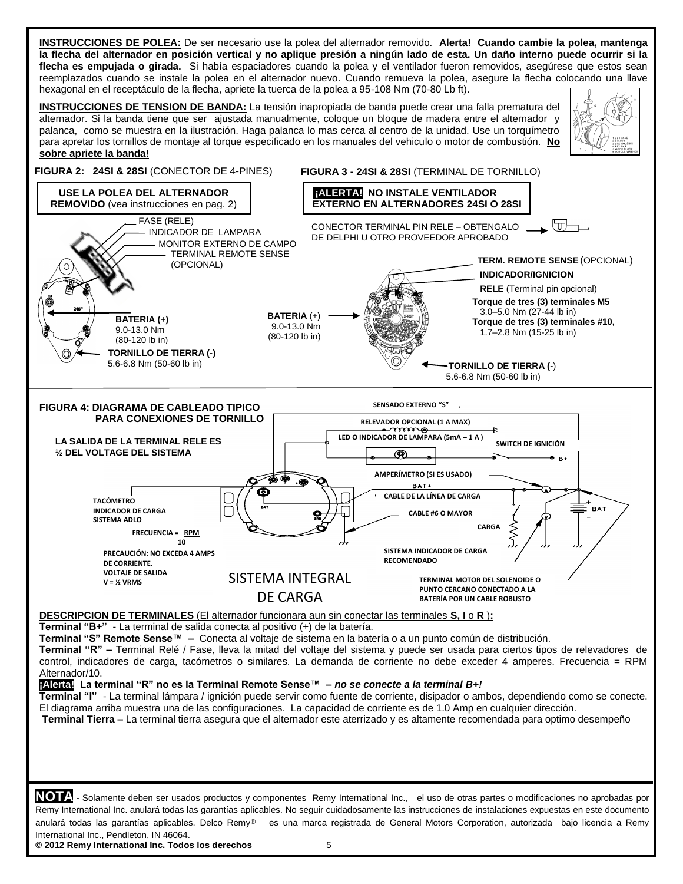**INSTRUCCIONES DE POLEA:** De ser necesario use la polea del alternador removido. **Alerta! Cuando cambie la polea, mantenga la flecha del alternador en posición vertical y no aplique presión a ningún lado de esta. Un daño interno puede ocurrir si la flecha es empujada o girada.** Si había espaciadores cuando la polea y el ventilador fueron removidos, asegúrese que estos sean reemplazados cuando se instale la polea en el alternador nuevo. Cuando remueva la polea, asegure la flecha colocando una llave hexagonal en el receptáculo de la flecha, apriete la tuerca de la polea a 95-108 Nm (70-80 Lb ft).

**INSTRUCCIONES DE TENSION DE BANDA:** La tensión inapropiada de banda puede crear una falla prematura del alternador. Si la banda tiene que ser ajustada manualmente, coloque un bloque de madera entre el alternador y palanca, como se muestra en la ilustración. Haga palanca lo mas cerca al centro de la unidad. Use un torquímetro para apretar los tornillos de montaje al torque especificado en los manuales del vehiculo o motor de combustión. **No sobre apriete la banda!**

**FIGURA 2: 24SI & 28SI** (CONECTOR DE 4-PINES)

**USE LA POLEA DEL ALTERNADOR REMOVIDO** (vea instrucciones en pag. 2)

- FASE (RELE)
- INDICADOR DE LAMPARA
- MONITOR EXTERNO DE CAMPO
- TERMINAL REMOTE SENSE (OPCIONAL)
- **BATERIA (+)** 9.0-13.0 Nm (80-120 lb in)
- **TORNILLO DE TIERRA (-)** 5.6-6.8 Nm (50-60 lb in)

**FIGURA 3 - 24SI & 28SI** (TERMINAL DE TORNILLO)

**¡ALERTA! NO INSTALE VENTILADOR EXTERNO EN ALTERNADORES 24SI O 28SI**

CONECTOR TERMINAL PIN RELE – OBTENGALO DE DELPHI U OTRO PROVEEDOR APROBADO

- **TERM. REMOTE SENSE** (OPCIONAL)
- **INDICADOR/IGNICION**
- **RELE** (Terminal pin opcional)
- **Torque de tres (3) terminales M5** 3.0–5.0 Nm (27-44 lb in)
- **Torque de tres (3) terminales #10,** 1.7–2.8 Nm (15-25 lb in)
- **BATERIA** (+) 9.0-13.0 Nm (80-120 lb in)
- **TORNILLO DE TIERRA (-)** 5.6-6.8 Nm (50-60 lb in)

**FIGURA 4: DIAGRAMA DE CABLEADO TIPICO PARA CONEXIONES DE TORNILLO**

**LA SALIDA DE LA TERMINAL RELE ES ½ DEL VOLTAGE DEL SISTEMA**

SENSADO EXTERNO "S"
RELEVADOR OPCIONAL (1 A MAX)
LED O INDICADOR DE LAMPARA (5mA – 1 A )
SWITCH DE IGNICIÓN
B+
AMPERÍMETRO (SI ES USADO)
BAT+
CABLE DE LA LÍNEA DE CARGA
CABLE #6 O MAYOR
CARGA
BAT
SISTEMA INDICADOR DE CARGA RECOMENDADO
TERMINAL MOTOR DEL SOLENOIDE O PUNTO CERCANO CONECTADO A LA BATERÍA POR UN CABLE ROBUSTO
TACÓMETRO
INDICADOR DE CARGA
SISTEMA ADLO
FRECUENCIA = RPM / 10
PRECAUCIÓN: NO EXCEDA 4 AMPS DE CORRIENTE.
VOLTAJE DE SALIDA V = ½ VRMS
SISTEMA INTEGRAL DE CARGA

**DESCRIPCION DE TERMINALES** (El alternador funcionara aun sin conectar las terminales **S, I** o **R** )**:**

**Terminal "B+"** - La terminal de salida conecta al positivo (+) de la batería.

**Terminal "S" Remote Sense™ –** Conecta al voltaje de sistema en la batería o a un punto común de distribución.

**Terminal "R" –** Terminal Relé / Fase, lleva la mitad del voltaje del sistema y puede ser usada para ciertos tipos de relevadores de control, indicadores de carga, tacómetros o similares. La demanda de corriente no debe exceder 4 amperes. Frecuencia = RPM Alternador/10.

**¡Alerta! La terminal "R" no es la Terminal Remote Sense™ –** ***no se conecte a la terminal B+!***

**Terminal "I"** - La terminal lámpara / ignición puede servir como fuente de corriente, disipador o ambos, dependiendo como se conecte. El diagrama arriba muestra una de las configuraciones. La capacidad de corriente es de 1.0 Amp en cualquier dirección.

**Terminal Tierra –** La terminal tierra asegura que el alternador este aterrizado y es altamente recomendada para optimo desempeño

**NOTA** - Solamente deben ser usados productos y componentes Remy International Inc., el uso de otras partes o modificaciones no aprobadas por Remy International Inc. anulará todas las garantías aplicables. No seguir cuidadosamente las instrucciones de instalaciones expuestas en este documento anulará todas las garantías aplicables. Delco Remy® es una marca registrada de General Motors Corporation, autorizada bajo licencia a Remy International Inc., Pendleton, IN 46064.

**© 2012 Remy International Inc. Todos los derechos**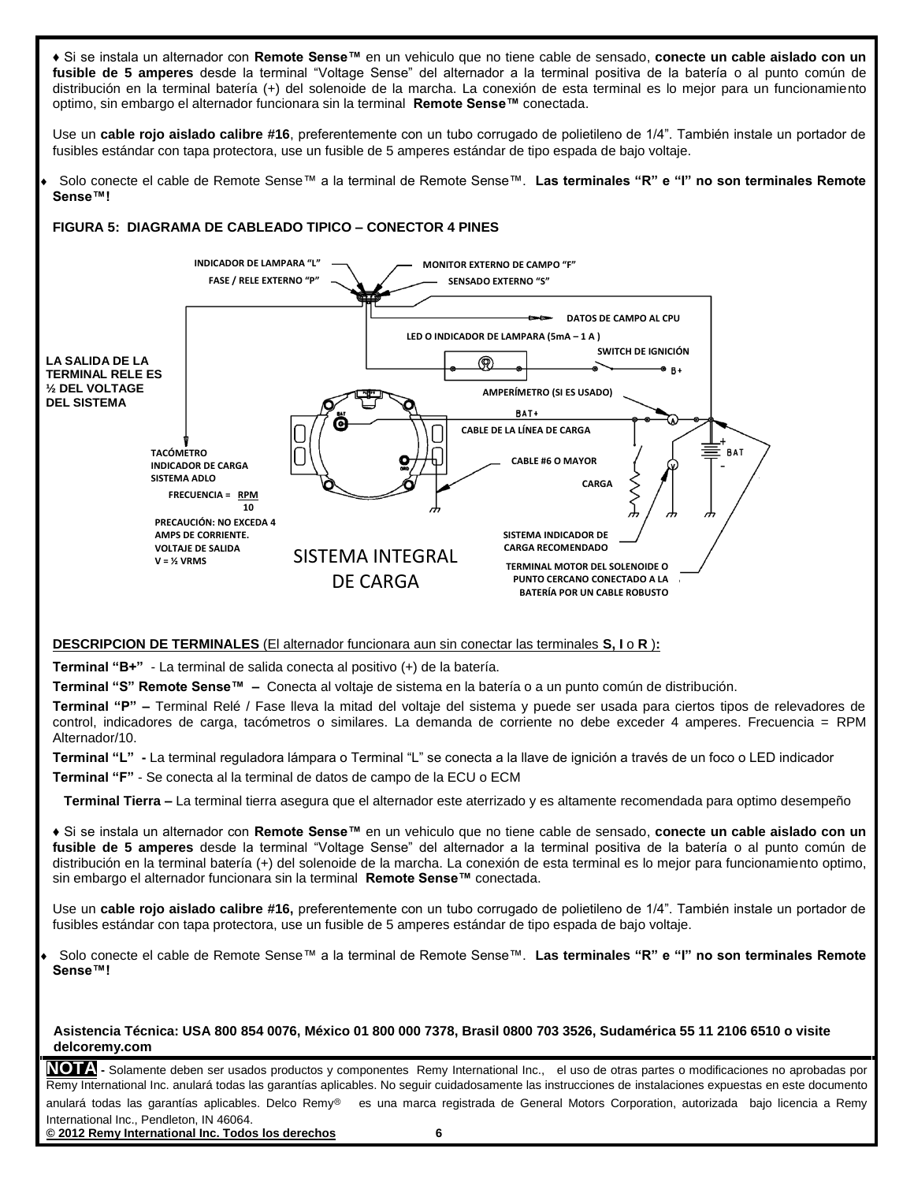♦ Si se instala un alternador con **Remote Sense™** en un vehiculo que no tiene cable de sensado, **conecte un cable aislado con un fusible de 5 amperes** desde la terminal "Voltage Sense" del alternador a la terminal positiva de la batería o al punto común de distribución en la terminal batería (+) del solenoide de la marcha. La conexión de esta terminal es lo mejor para un funcionamiento optimo, sin embargo el alternador funcionara sin la terminal **Remote Sense™** conectada.

Use un **cable rojo aislado calibre #16**, preferentemente con un tubo corrugado de polietileno de 1/4". También instale un portador de fusibles estándar con tapa protectora, use un fusible de 5 amperes estándar de tipo espada de bajo voltaje.

♦ Solo conecte el cable de Remote Sense™ a la terminal de Remote Sense™. **Las terminales "R" e "I" no son terminales Remote Sense™!**

**FIGURA 5: DIAGRAMA DE CABLEADO TIPICO – CONECTOR 4 PINES**

INDICADOR DE LAMPARA "L"
FASE / RELE EXTERNO "P"
MONITOR EXTERNO DE CAMPO "F"
SENSADO EXTERNO "S"
DATOS DE CAMPO AL CPU
LED O INDICADOR DE LAMPARA (5mA – 1 A )
SWITCH DE IGNICIÓN
B+
LA SALIDA DE LA TERMINAL RELE ES ½ DEL VOLTAGE DEL SISTEMA
AMPERÍMETRO (SI ES USADO)
BAT+
BAT
CABLE DE LA LÍNEA DE CARGA
BAT
TACÓMETRO
INDICADOR DE CARGA
SISTEMA ADLO
FRECUENCIA = RPM / 10
CABLE #6 O MAYOR
CARGA
PRECAUCIÓN: NO EXCEDA 4 AMPS DE CORRIENTE.
VOLTAJE DE SALIDA
V = ½ VRMS
SISTEMA INTEGRAL DE CARGA
SISTEMA INDICADOR DE CARGA RECOMENDADO
TERMINAL MOTOR DEL SOLENOIDE O PUNTO CERCANO CONECTADO A LA BATERÍA POR UN CABLE ROBUSTO

**DESCRIPCION DE TERMINALES** (El alternador funcionara aun sin conectar las terminales **S, I** o **R** )**:**

**Terminal "B+"** - La terminal de salida conecta al positivo (+) de la batería.

**Terminal "S" Remote Sense™ –** Conecta al voltaje de sistema en la batería o a un punto común de distribución.

**Terminal "P" –** Terminal Relé / Fase lleva la mitad del voltaje del sistema y puede ser usada para ciertos tipos de relevadores de control, indicadores de carga, tacómetros o similares. La demanda de corriente no debe exceder 4 amperes. Frecuencia = RPM Alternador/10.

**Terminal "L" -** La terminal reguladora lámpara o Terminal "L" se conecta a la llave de ignición a través de un foco o LED indicador

**Terminal "F"** - Se conecta al la terminal de datos de campo de la ECU o ECM

**Terminal Tierra –** La terminal tierra asegura que el alternador este aterrizado y es altamente recomendada para optimo desempeño

♦ Si se instala un alternador con **Remote Sense™** en un vehiculo que no tiene cable de sensado, **conecte un cable aislado con un fusible de 5 amperes** desde la terminal "Voltage Sense" del alternador a la terminal positiva de la batería o al punto común de distribución en la terminal batería (+) del solenoide de la marcha. La conexión de esta terminal es lo mejor para funcionamiento optimo, sin embargo el alternador funcionara sin la terminal **Remote Sense™** conectada.

Use un **cable rojo aislado calibre #16,** preferentemente con un tubo corrugado de polietileno de 1/4". También instale un portador de fusibles estándar con tapa protectora, use un fusible de 5 amperes estándar de tipo espada de bajo voltaje.

♦ Solo conecte el cable de Remote Sense™ a la terminal de Remote Sense™. **Las terminales "R" e "I" no son terminales Remote Sense™!**

**Asistencia Técnica: USA 800 854 0076, México 01 800 000 7378, Brasil 0800 703 3526, Sudamérica 55 11 2106 6510 o visite delcoremy.com**

**NOTA -** Solamente deben ser usados productos y componentes Remy International Inc., el uso de otras partes o modificaciones no aprobadas por Remy International Inc. anulará todas las garantías aplicables. No seguir cuidadosamente las instrucciones de instalaciones expuestas en este documento anulará todas las garantías aplicables. Delco Remy® es una marca registrada de General Motors Corporation, autorizada bajo licencia a Remy International Inc., Pendleton, IN 46064.

**© 2012 Remy International Inc. Todos los derechos**